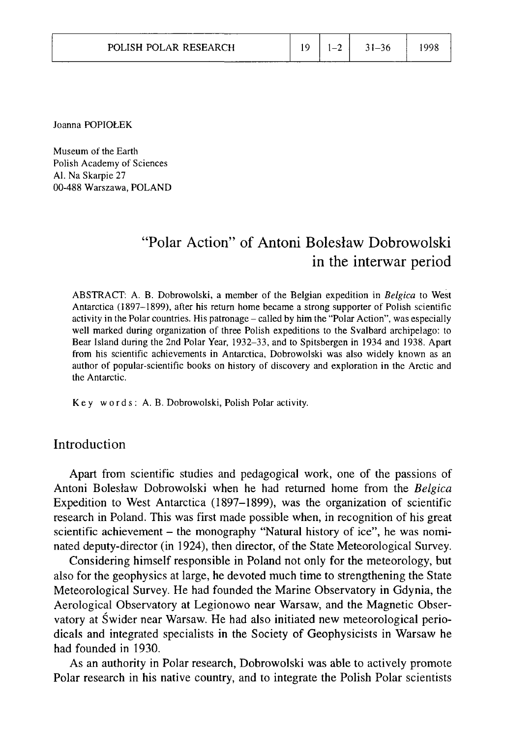Joanna POPIOŁEK

Museum of the Earth
Polish Academy of Sciences
Al. Na Skarpie 27
00-488 Warszawa, POLAND

# "Polar Action" of Antoni Bolesław Dobrowolski in the interwar period

ABSTRACT: A. B. Dobrowolski, a member of the Belgian expedition in *Belgica* to West Antarctica (1897–1899), after his return home became a strong supporter of Polish scientific activity in the Polar countries. His patronage – called by him the "Polar Action", was especially well marked during organization of three Polish expeditions to the Svalbard archipelago: to Bear Island during the 2nd Polar Year, 1932–33, and to Spitsbergen in 1934 and 1938. Apart from his scientific achievements in Antarctica, Dobrowolski was also widely known as an author of popular-scientific books on history of discovery and exploration in the Arctic and the Antarctic.

Key words: A. B. Dobrowolski, Polish Polar activity.

## Introduction

Apart from scientific studies and pedagogical work, one of the passions of Antoni Bolesław Dobrowolski when he had returned home from the *Belgica* Expedition to West Antarctica (1897–1899), was the organization of scientific research in Poland. This was first made possible when, in recognition of his great scientific achievement – the monography "Natural history of ice", he was nominated deputy-director (in 1924), then director, of the State Meteorological Survey.

Considering himself responsible in Poland not only for the meteorology, but also for the geophysics at large, he devoted much time to strengthening the State Meteorological Survey. He had founded the Marine Observatory in Gdynia, the Aerological Observatory at Legionowo near Warsaw, and the Magnetic Observatory at Świder near Warsaw. He had also initiated new meteorological periodicals and integrated specialists in the Society of Geophysicists in Warsaw he had founded in 1930.

As an authority in Polar research, Dobrowolski was able to actively promote Polar research in his native country, and to integrate the Polish Polar scientists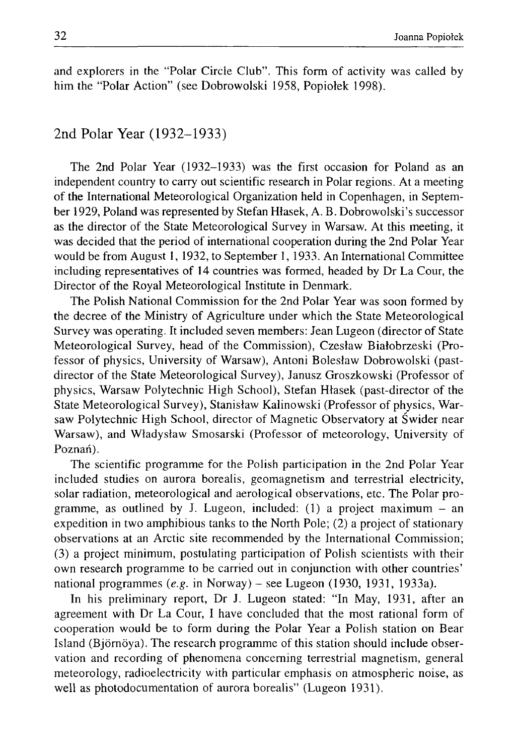and explorers in the "Polar Circle Club". This form of activity was called by him the "Polar Action" (see Dobrowolski 1958, Popiołek 1998).

## 2nd Polar Year (1932–1933)

The 2nd Polar Year (1932–1933) was the first occasion for Poland as an independent country to carry out scientific research in Polar regions. At a meeting of the International Meteorological Organization held in Copenhagen, in September 1929, Poland was represented by Stefan Hłasek, A. B. Dobrowolski's successor as the director of the State Meteorological Survey in Warsaw. At this meeting, it was decided that the period of international cooperation during the 2nd Polar Year would be from August 1, 1932, to September 1, 1933. An International Committee including representatives of 14 countries was formed, headed by Dr La Cour, the Director of the Royal Meteorological Institute in Denmark.

The Polish National Commission for the 2nd Polar Year was soon formed by the decree of the Ministry of Agriculture under which the State Meteorological Survey was operating. It included seven members: Jean Lugeon (director of State Meteorological Survey, head of the Commission), Czesław Białobrzeski (Professor of physics, University of Warsaw), Antoni Bolesław Dobrowolski (past-director of the State Meteorological Survey), Janusz Groszkowski (Professor of physics, Warsaw Polytechnic High School), Stefan Hłasek (past-director of the State Meteorological Survey), Stanisław Kalinowski (Professor of physics, Warsaw Polytechnic High School, director of Magnetic Observatory at Świder near Warsaw), and Władysław Smosarski (Professor of meteorology, University of Poznań).

The scientific programme for the Polish participation in the 2nd Polar Year included studies on aurora borealis, geomagnetism and terrestrial electricity, solar radiation, meteorological and aerological observations, etc. The Polar programme, as outlined by J. Lugeon, included: (1) a project maximum – an expedition in two amphibious tanks to the North Pole; (2) a project of stationary observations at an Arctic site recommended by the International Commission; (3) a project minimum, postulating participation of Polish scientists with their own research programme to be carried out in conjunction with other countries' national programmes (*e.g.* in Norway) – see Lugeon (1930, 1931, 1933a).

In his preliminary report, Dr J. Lugeon stated: "In May, 1931, after an agreement with Dr La Cour, I have concluded that the most rational form of cooperation would be to form during the Polar Year a Polish station on Bear Island (Björnöya). The research programme of this station should include observation and recording of phenomena concerning terrestrial magnetism, general meteorology, radioelectricity with particular emphasis on atmospheric noise, as well as photodocumentation of aurora borealis" (Lugeon 1931).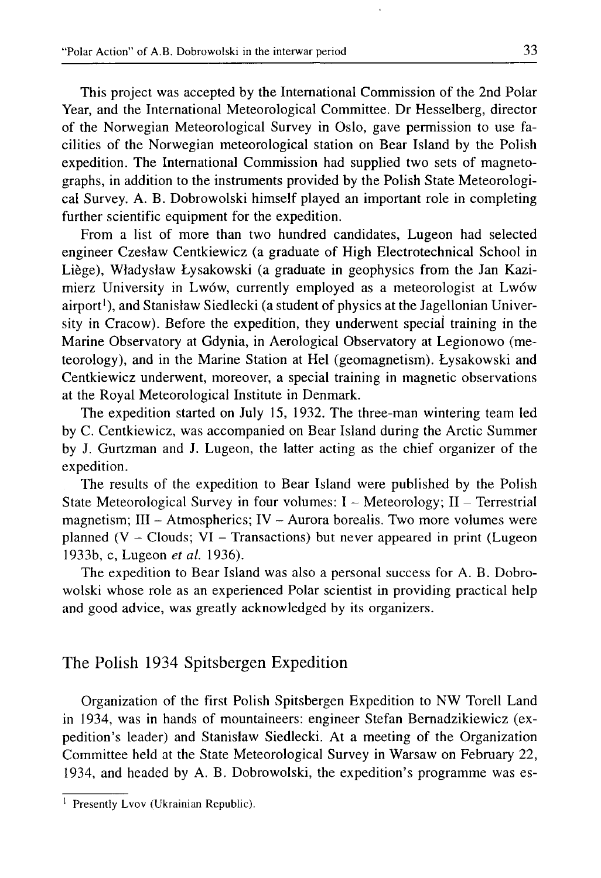This project was accepted by the International Commission of the 2nd Polar Year, and the International Meteorological Committee. Dr Hesselberg, director of the Norwegian Meteorological Survey in Oslo, gave permission to use facilities of the Norwegian meteorological station on Bear Island by the Polish expedition. The International Commission had supplied two sets of magnetographs, in addition to the instruments provided by the Polish State Meteorological Survey. A. B. Dobrowolski himself played an important role in completing further scientific equipment for the expedition.

From a list of more than two hundred candidates, Lugeon had selected engineer Czesław Centkiewicz (a graduate of High Electrotechnical School in Liège), Władysław Łysakowski (a graduate in geophysics from the Jan Kazimierz University in Lwów, currently employed as a meteorologist at Lwów airport[1]), and Stanisław Siedlecki (a student of physics at the Jagellonian University in Cracow). Before the expedition, they underwent special training in the Marine Observatory at Gdynia, in Aerological Observatory at Legionowo (meteorology), and in the Marine Station at Hel (geomagnetism). Łysakowski and Centkiewicz underwent, moreover, a special training in magnetic observations at the Royal Meteorological Institute in Denmark.

The expedition started on July 15, 1932. The three-man wintering team led by C. Centkiewicz, was accompanied on Bear Island during the Arctic Summer by J. Gurtzman and J. Lugeon, the latter acting as the chief organizer of the expedition.

The results of the expedition to Bear Island were published by the Polish State Meteorological Survey in four volumes: I – Meteorology; II – Terrestrial magnetism; III – Atmospherics; IV – Aurora borealis. Two more volumes were planned (V – Clouds; VI – Transactions) but never appeared in print (Lugeon 1933b, c, Lugeon *et al.* 1936).

The expedition to Bear Island was also a personal success for A. B. Dobrowolski whose role as an experienced Polar scientist in providing practical help and good advice, was greatly acknowledged by its organizers.

## The Polish 1934 Spitsbergen Expedition

Organization of the first Polish Spitsbergen Expedition to NW Torell Land in 1934, was in hands of mountaineers: engineer Stefan Bernadzikiewicz (expedition's leader) and Stanisław Siedlecki. At a meeting of the Organization Committee held at the State Meteorological Survey in Warsaw on February 22, 1934, and headed by A. B. Dobrowolski, the expedition's programme was es-

[1] Presently Lvov (Ukrainian Republic).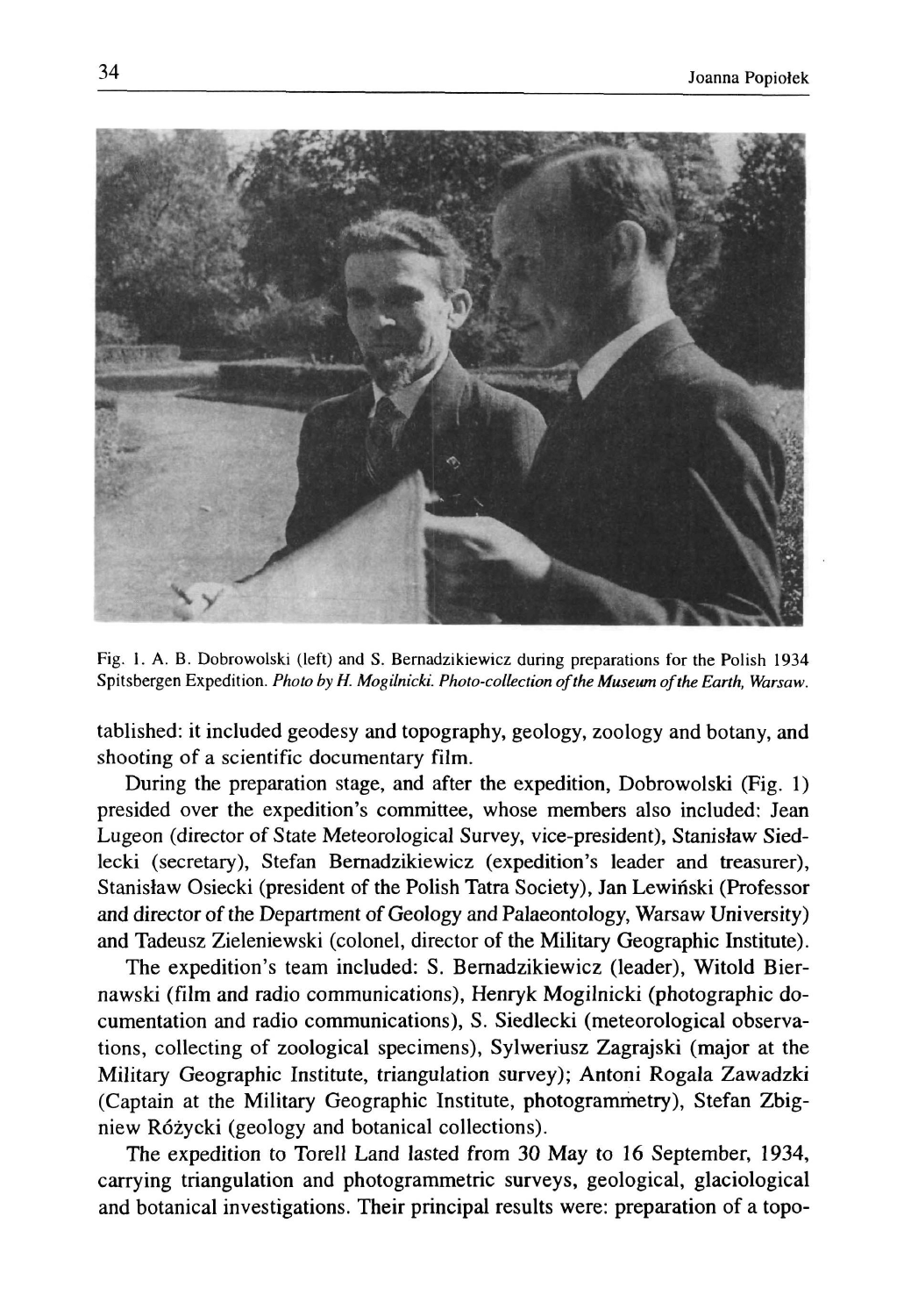Fig. 1. A. B. Dobrowolski (left) and S. Bernadzikiewicz during preparations for the Polish 1934 Spitsbergen Expedition. *Photo by H. Mogilnicki. Photo-collection of the Museum of the Earth, Warsaw.*

tablished: it included geodesy and topography, geology, zoology and botany, and shooting of a scientific documentary film.

During the preparation stage, and after the expedition, Dobrowolski (Fig. 1) presided over the expedition's committee, whose members also included: Jean Lugeon (director of State Meteorological Survey, vice-president), Stanisław Siedlecki (secretary), Stefan Bernadzikiewicz (expedition's leader and treasurer), Stanisław Osiecki (president of the Polish Tatra Society), Jan Lewiński (Professor and director of the Department of Geology and Palaeontology, Warsaw University) and Tadeusz Zieleniewski (colonel, director of the Military Geographic Institute).

The expedition's team included: S. Bernadzikiewicz (leader), Witold Biernawski (film and radio communications), Henryk Mogilnicki (photographic documentation and radio communications), S. Siedlecki (meteorological observations, collecting of zoological specimens), Sylweriusz Zagrajski (major at the Military Geographic Institute, triangulation survey); Antoni Rogala Zawadzki (Captain at the Military Geographic Institute, photogrammetry), Stefan Zbigniew Różycki (geology and botanical collections).

The expedition to Torell Land lasted from 30 May to 16 September, 1934, carrying triangulation and photogrammetric surveys, geological, glaciological and botanical investigations. Their principal results were: preparation of a topo-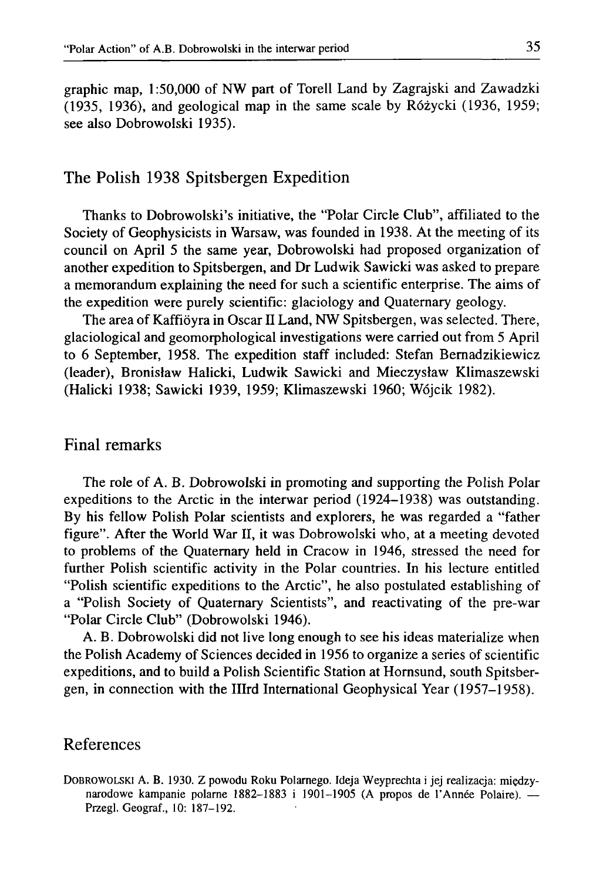graphic map, 1:50,000 of NW part of Torell Land by Zagrajski and Zawadzki (1935, 1936), and geological map in the same scale by Różycki (1936, 1959; see also Dobrowolski 1935).

## The Polish 1938 Spitsbergen Expedition

Thanks to Dobrowolski's initiative, the "Polar Circle Club", affiliated to the Society of Geophysicists in Warsaw, was founded in 1938. At the meeting of its council on April 5 the same year, Dobrowolski had proposed organization of another expedition to Spitsbergen, and Dr Ludwik Sawicki was asked to prepare a memorandum explaining the need for such a scientific enterprise. The aims of the expedition were purely scientific: glaciology and Quaternary geology.

The area of Kaffiöyra in Oscar II Land, NW Spitsbergen, was selected. There, glaciological and geomorphological investigations were carried out from 5 April to 6 September, 1958. The expedition staff included: Stefan Bernadzikiewicz (leader), Bronisław Halicki, Ludwik Sawicki and Mieczysław Klimaszewski (Halicki 1938; Sawicki 1939, 1959; Klimaszewski 1960; Wójcik 1982).

## Final remarks

The role of A. B. Dobrowolski in promoting and supporting the Polish Polar expeditions to the Arctic in the interwar period (1924–1938) was outstanding. By his fellow Polish Polar scientists and explorers, he was regarded a "father figure". After the World War II, it was Dobrowolski who, at a meeting devoted to problems of the Quaternary held in Cracow in 1946, stressed the need for further Polish scientific activity in the Polar countries. In his lecture entitled "Polish scientific expeditions to the Arctic", he also postulated establishing of a "Polish Society of Quaternary Scientists", and reactivating of the pre-war "Polar Circle Club" (Dobrowolski 1946).

A. B. Dobrowolski did not live long enough to see his ideas materialize when the Polish Academy of Sciences decided in 1956 to organize a series of scientific expeditions, and to build a Polish Scientific Station at Hornsund, south Spitsbergen, in connection with the IIIrd International Geophysical Year (1957–1958).

## References

DOBROWOLSKI A. B. 1930. Z powodu Roku Polarnego. Ideja Weyprechta i jej realizacja: międzynarodowe kampanie polarne 1882–1883 i 1901–1905 (A propos de l'Année Polaire). — Przegl. Geograf., 10: 187–192.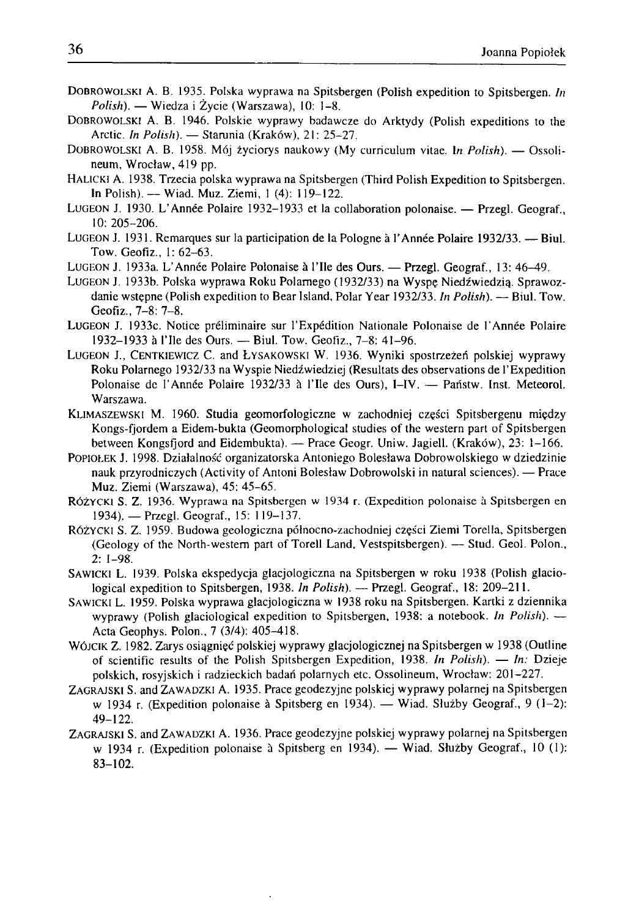DOBROWOLSKI A. B. 1935. Polska wyprawa na Spitsbergen (Polish expedition to Spitsbergen. *In Polish*). — Wiedza i Życie (Warszawa), 10: 1–8.

DOBROWOLSKI A. B. 1946. Polskie wyprawy badawcze do Arktydy (Polish expeditions to the Arctic. *In Polish*). — Starunia (Kraków), 21: 25–27.

DOBROWOLSKI A. B. 1958. Mój życiorys naukowy (My curriculum vitae. *In Polish*). — Ossolineum, Wrocław, 419 pp.

HALICKI A. 1938. Trzecia polska wyprawa na Spitsbergen (Third Polish Expedition to Spitsbergen. In Polish). — Wiad. Muz. Ziemi, 1 (4): 119–122.

LUGEON J. 1930. L'Année Polaire 1932–1933 et la collaboration polonaise. — Przegl. Geograf., 10: 205–206.

LUGEON J. 1931. Remarques sur la participation de la Pologne à l'Année Polaire 1932/33. — Biul. Tow. Geofiz., 1: 62–63.

LUGEON J. 1933a. L'Année Polaire Polonaise à l'Ile des Ours. — Przegl. Geograf., 13: 46–49.

LUGEON J. 1933b. Polska wyprawa Roku Polarnego (1932/33) na Wyspę Niedźwiedzią. Sprawozdanie wstępne (Polish expedition to Bear Island, Polar Year 1932/33. *In Polish*). — Biul. Tow. Geofiz., 7–8: 7–8.

LUGEON J. 1933c. Notice préliminaire sur l'Expédition Nationale Polonaise de l'Année Polaire 1932–1933 à l'Ile des Ours. — Biul. Tow. Geofiz., 7–8: 41–96.

LUGEON J., CENTKIEWICZ C. and ŁYSAKOWSKI W. 1936. Wyniki spostrzeżeń polskiej wyprawy Roku Polarnego 1932/33 na Wyspie Niedźwiedziej (Resultats des observations de l'Expedition Polonaise de l'Année Polaire 1932/33 à l'Ile des Ours), I–IV. — Państw. Inst. Meteorol. Warszawa.

KLIMASZEWSKI M. 1960. Studia geomorfologiczne w zachodniej części Spitsbergenu między Kongs-fjordem a Eidem-bukta (Geomorphological studies of the western part of Spitsbergen between Kongsfjord and Eidembukta). — Prace Geogr. Uniw. Jagiell. (Kraków), 23: 1–166.

POPIOŁEK J. 1998. Działalność organizatorska Antoniego Bolesława Dobrowolskiego w dziedzinie nauk przyrodniczych (Activity of Antoni Bolesław Dobrowolski in natural sciences). — Prace Muz. Ziemi (Warszawa), 45: 45–65.

RÓŻYCKI S. Z. 1936. Wyprawa na Spitsbergen w 1934 r. (Expedition polonaise à Spitsbergen en 1934). — Przegl. Geograf., 15: 119–137.

RÓŻYCKI S. Z. 1959. Budowa geologiczna północno-zachodniej części Ziemi Torella, Spitsbergen (Geology of the North-western part of Torell Land, Vestspitsbergen). — Stud. Geol. Polon., 2: 1–98.

SAWICKI L. 1939. Polska ekspedycja glacjologiczna na Spitsbergen w roku 1938 (Polish glaciological expedition to Spitsbergen, 1938. *In Polish*). — Przegl. Geograf., 18: 209–211.

SAWICKI L. 1959. Polska wyprawa glacjologiczna w 1938 roku na Spitsbergen. Kartki z dziennika wyprawy (Polish glaciological expedition to Spitsbergen, 1938: a notebook. *In Polish*). — Acta Geophys. Polon., 7 (3/4): 405–418.

WÓJCIK Z. 1982. Zarys osiągnięć polskiej wyprawy glacjologicznej na Spitsbergen w 1938 (Outline of scientific results of the Polish Spitsbergen Expedition, 1938. *In Polish*). — *In:* Dzieje polskich, rosyjskich i radzieckich badań polarnych etc. Ossolineum, Wrocław: 201–227.

ZAGRAJSKI S. and ZAWADZKI A. 1935. Prace geodezyjne polskiej wyprawy polarnej na Spitsbergen w 1934 r. (Expedition polonaise à Spitsberg en 1934). — Wiad. Służby Geograf., 9 (1–2): 49–122.

ZAGRAJSKI S. and ZAWADZKI A. 1936. Prace geodezyjne polskiej wyprawy polarnej na Spitsbergen w 1934 r. (Expedition polonaise à Spitsberg en 1934). — Wiad. Służby Geograf., 10 (1): 83–102.